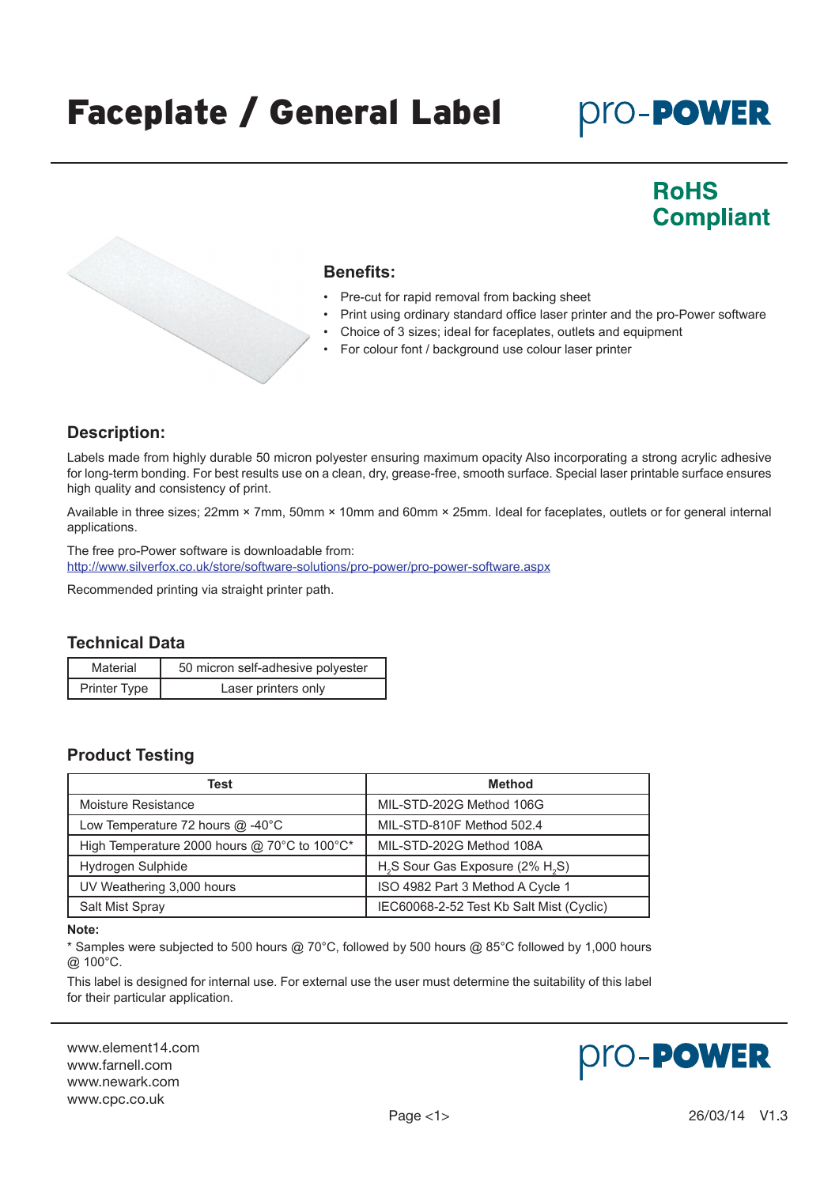# Faceplate / General Label

pro-POWER

**RoHS Compliant**

## Benefits:

- Pre-cut for rapid removal from backing sheet
- Print using ordinary standard office laser printer and the pro-Power software
- Choice of 3 sizes; ideal for faceplates, outlets and equipment
- For colour font / background use colour laser printer

## Description:

Labels made from highly durable 50 micron polyester ensuring maximum opacity Also incorporating a strong acrylic adhesive for long-term bonding. For best results use on a clean, dry, grease-free, smooth surface. Special laser printable surface ensures high quality and consistency of print.

Available in three sizes; 22mm × 7mm, 50mm × 10mm and 60mm × 25mm. Ideal for faceplates, outlets or for general internal applications.

The free pro-Power software is downloadable from:
http://www.silverfox.co.uk/store/software-solutions/pro-power/pro-power-software.aspx

Recommended printing via straight printer path.

## Technical Data

| Material | 50 micron self-adhesive polyester |
|---|---|
| Printer Type | Laser printers only |

## Product Testing

| Test | Method |
|---|---|
| Moisture Resistance | MIL-STD-202G Method 106G |
| Low Temperature 72 hours @ -40°C | MIL-STD-810F Method 502.4 |
| High Temperature 2000 hours @ 70°C to 100°C* | MIL-STD-202G Method 108A |
| Hydrogen Sulphide | $H_2S$ Sour Gas Exposure (2% $H_2S$) |
| UV Weathering 3,000 hours | ISO 4982 Part 3 Method A Cycle 1 |
| Salt Mist Spray | IEC60068-2-52 Test Kb Salt Mist (Cyclic) |

**Note:**

* Samples were subjected to 500 hours @ 70°C, followed by 500 hours @ 85°C followed by 1,000 hours @ 100°C.

This label is designed for internal use. For external use the user must determine the suitability of this label for their particular application.

www.element14.com
www.farnell.com
www.newark.com
www.cpc.co.uk

pro-POWER

26/03/14 V1.3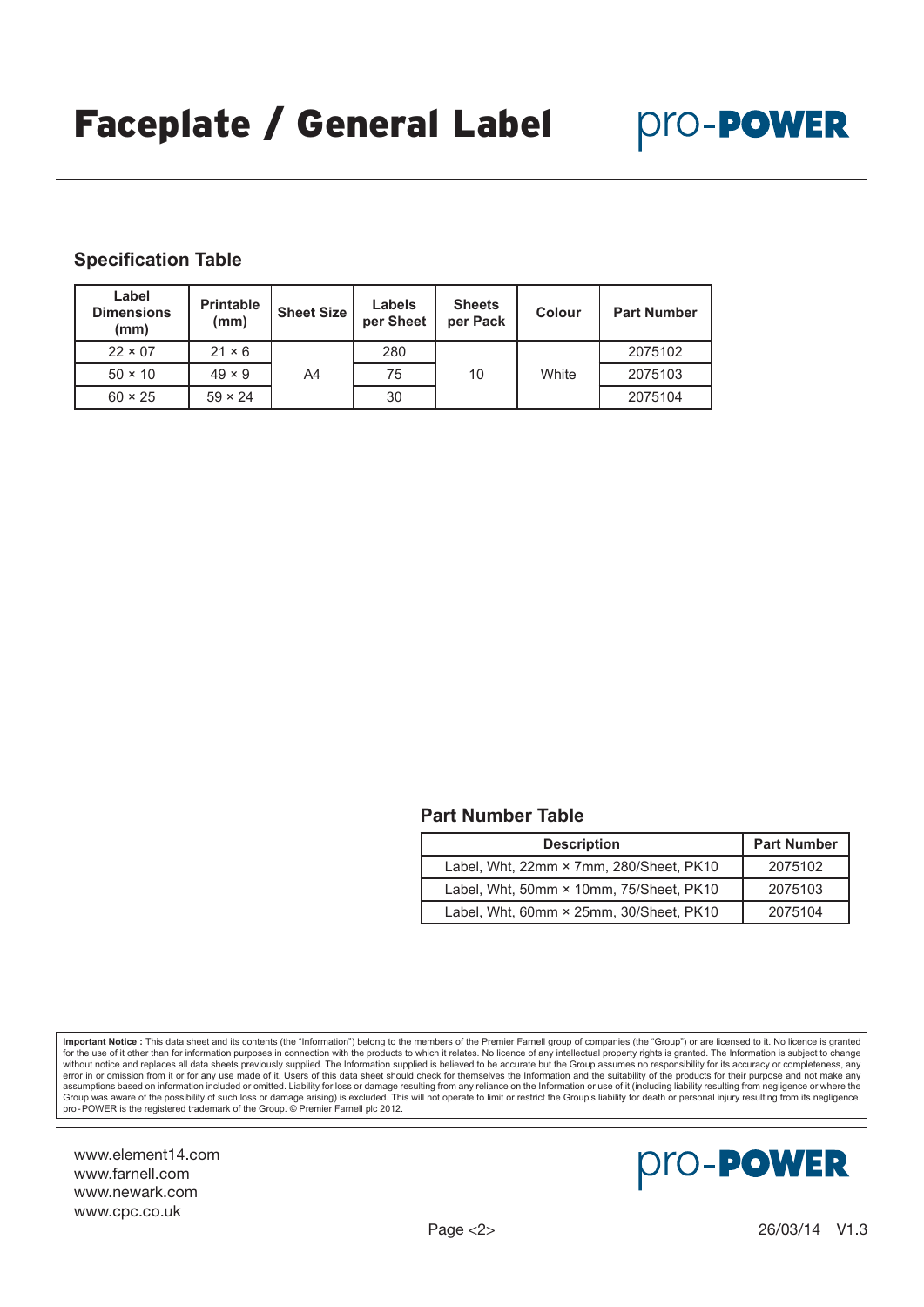# Faceplate / General Label

pro-POWER

## Specification Table

| Label Dimensions (mm) | Printable (mm) | Sheet Size | Labels per Sheet | Sheets per Pack | Colour | Part Number |
|---|---|---|---|---|---|---|
| 22 × 07 | 21 × 6 | A4 | 280 | 10 | White | 2075102 |
| 50 × 10 | 49 × 9 | | 75 | | | 2075103 |
| 60 × 25 | 59 × 24 | | 30 | | | 2075104 |

## Part Number Table

| Description | Part Number |
|---|---|
| Label, Wht, 22mm × 7mm, 280/Sheet, PK10 | 2075102 |
| Label, Wht, 50mm × 10mm, 75/Sheet, PK10 | 2075103 |
| Label, Wht, 60mm × 25mm, 30/Sheet, PK10 | 2075104 |

**Important Notice :** This data sheet and its contents (the "Information") belong to the members of the Premier Farnell group of companies (the "Group") or are licensed to it. No licence is granted for the use of it other than for information purposes in connection with the products to which it relates. No licence of any intellectual property rights is granted. The Information is subject to change without notice and replaces all data sheets previously supplied. The Information supplied is believed to be accurate but the Group assumes no responsibility for its accuracy or completeness, any error in or omission from it or for any use made of it. Users of this data sheet should check for themselves the Information and the suitability of the products for their purpose and not make any assumptions based on information included or omitted. Liability for loss or damage resulting from any reliance on the Information or use of it (including liability resulting from negligence or where the Group was aware of the possibility of such loss or damage arising) is excluded. This will not operate to limit or restrict the Group's liability for death or personal injury resulting from its negligence. pro-POWER is the registered trademark of the Group. © Premier Farnell plc 2012.

www.element14.com
www.farnell.com
www.newark.com
www.cpc.co.uk

pro-POWER

26/03/14 V1.3